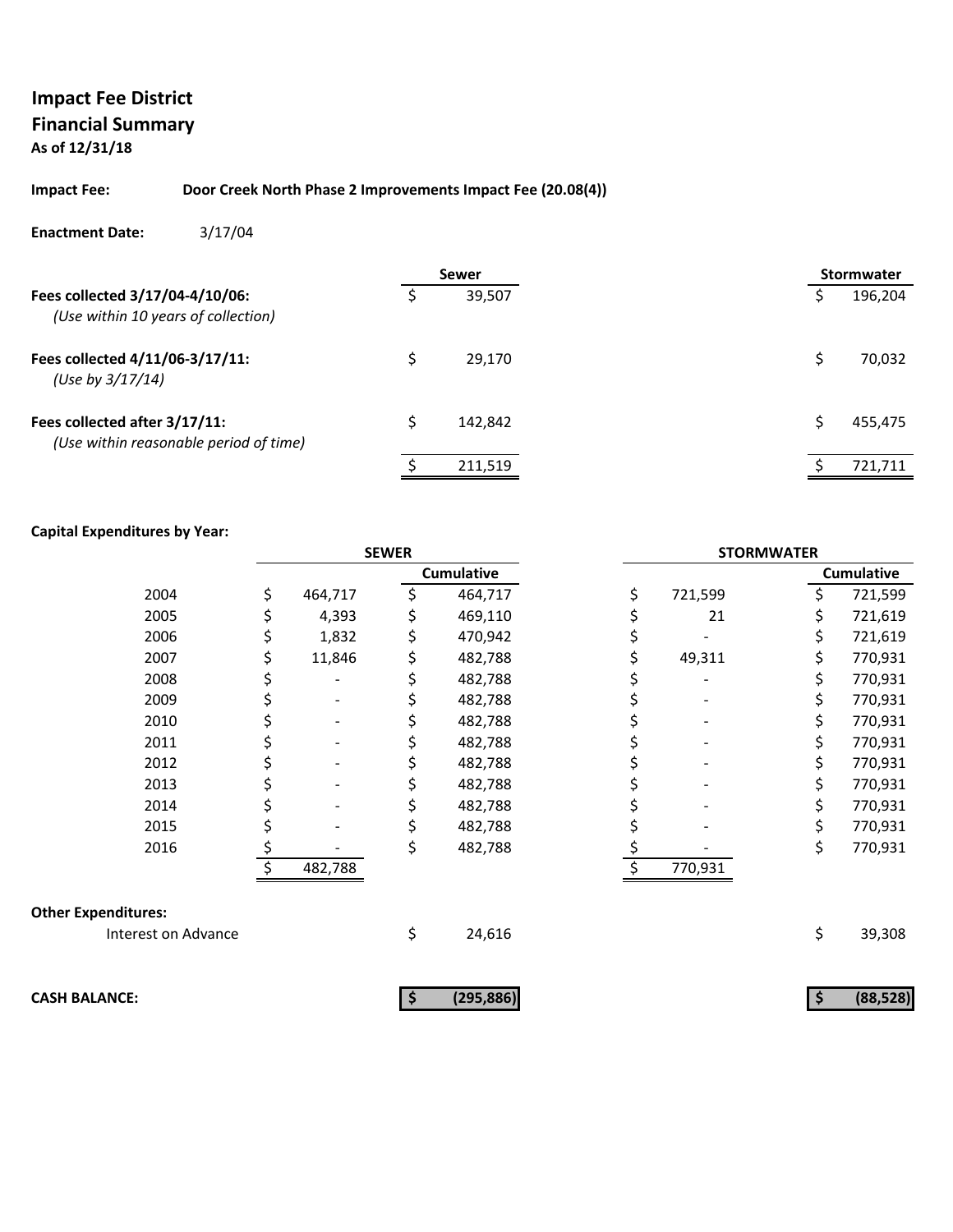**Impact Fee District**
**Financial Summary**
**As of 12/31/18**

**Impact Fee:** **Door Creek North Phase 2 Improvements Impact Fee (20.08(4))**

**Enactment Date:** 3/17/04

| | Sewer | Stormwater |
|---|---|---|
| **Fees collected 3/17/04-4/10/06:** *(Use within 10 years of collection)* | $ 39,507 | $ 196,204 |
| **Fees collected 4/11/06-3/17/11:** *(Use by 3/17/14)* | $ 29,170 | $ 70,032 |
| **Fees collected after 3/17/11:** *(Use within reasonable period of time)* | $ 142,842 | $ 455,475 |
| | $ 211,519 | $ 721,711 |

**Capital Expenditures by Year:**

| | SEWER | | STORMWATER | |
|---|---|---|---|---|
| | | Cumulative | | Cumulative |
| 2004 | $ 464,717 | $ 464,717 | $ 721,599 | $ 721,599 |
| 2005 | $ 4,393 | $ 469,110 | $ 21 | $ 721,619 |
| 2006 | $ 1,832 | $ 470,942 | $ - | $ 721,619 |
| 2007 | $ 11,846 | $ 482,788 | $ 49,311 | $ 770,931 |
| 2008 | $ - | $ 482,788 | $ - | $ 770,931 |
| 2009 | $ - | $ 482,788 | $ - | $ 770,931 |
| 2010 | $ - | $ 482,788 | $ - | $ 770,931 |
| 2011 | $ - | $ 482,788 | $ - | $ 770,931 |
| 2012 | $ - | $ 482,788 | $ - | $ 770,931 |
| 2013 | $ - | $ 482,788 | $ - | $ 770,931 |
| 2014 | $ - | $ 482,788 | $ - | $ 770,931 |
| 2015 | $ - | $ 482,788 | $ - | $ 770,931 |
| 2016 | $ - | $ 482,788 | $ - | $ 770,931 |
| | $ 482,788 | | $ 770,931 | |

**Other Expenditures:**

| | Sewer | Stormwater |
|---|---|---|
| Interest on Advance | $ 24,616 | $ 39,308 |
| **CASH BALANCE:** | **$ (295,886)** | **$ (88,528)** |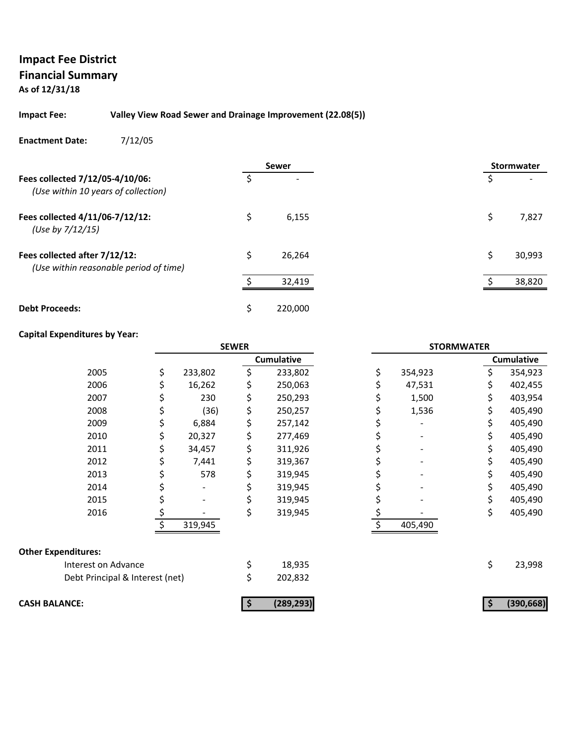**Impact Fee District**
**Financial Summary**
**As of 12/31/18**

**Impact Fee:** **Valley View Road Sewer and Drainage Improvement (22.08(5))**

**Enactment Date:** 7/12/05

| | Sewer | Stormwater |
|---|---|---|
| **Fees collected 7/12/05-4/10/06:** *(Use within 10 years of collection)* | $ - | $ - |
| **Fees collected 4/11/06-7/12/12:** *(Use by 7/12/15)* | $ 6,155 | $ 7,827 |
| **Fees collected after 7/12/12:** *(Use within reasonable period of time)* | $ 26,264 | $ 30,993 |
| | $ 32,419 | $ 38,820 |
| **Debt Proceeds:** | $ 220,000 | |

**Capital Expenditures by Year:**

| | SEWER | | STORMWATER | |
|---|---|---|---|---|
| | | Cumulative | | Cumulative |
| 2005 | $ 233,802 | $ 233,802 | $ 354,923 | $ 354,923 |
| 2006 | $ 16,262 | $ 250,063 | $ 47,531 | $ 402,455 |
| 2007 | $ 230 | $ 250,293 | $ 1,500 | $ 403,954 |
| 2008 | $ (36) | $ 250,257 | $ 1,536 | $ 405,490 |
| 2009 | $ 6,884 | $ 257,142 | $ - | $ 405,490 |
| 2010 | $ 20,327 | $ 277,469 | $ - | $ 405,490 |
| 2011 | $ 34,457 | $ 311,926 | $ - | $ 405,490 |
| 2012 | $ 7,441 | $ 319,367 | $ - | $ 405,490 |
| 2013 | $ 578 | $ 319,945 | $ - | $ 405,490 |
| 2014 | $ - | $ 319,945 | $ - | $ 405,490 |
| 2015 | $ - | $ 319,945 | $ - | $ 405,490 |
| 2016 | $ - | $ 319,945 | $ - | $ 405,490 |
| | $ 319,945 | | $ 405,490 | |

**Other Expenditures:**

| | Sewer | Stormwater |
|---|---|---|
| Interest on Advance | $ 18,935 | $ 23,998 |
| Debt Principal & Interest (net) | $ 202,832 | |
| **CASH BALANCE:** | **$ (289,293)** | **$ (390,668)** |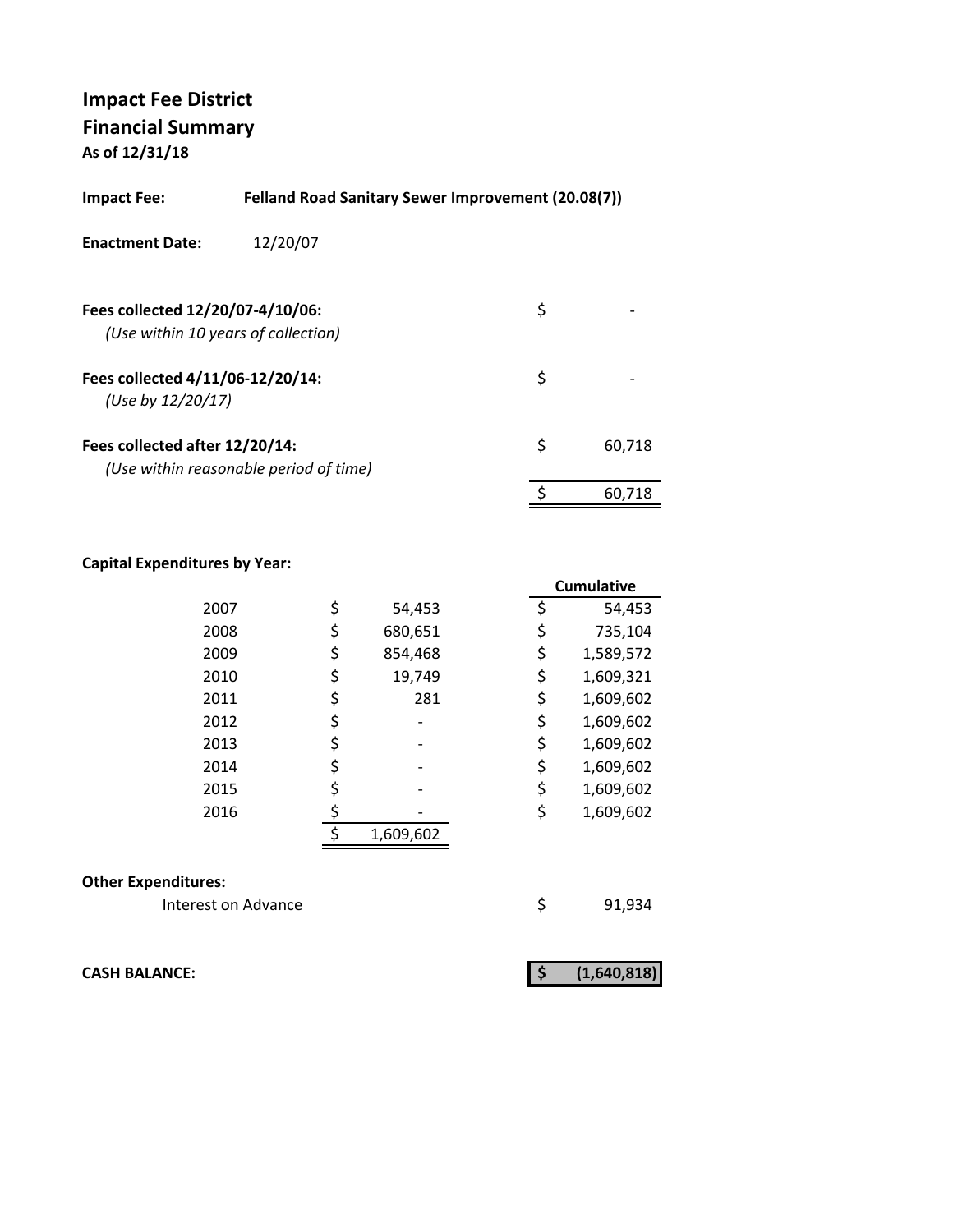# Impact Fee District

## Financial Summary

**As of 12/31/18**

**Impact Fee:** **Felland Road Sanitary Sewer Improvement (20.08(7))**

**Enactment Date:** 12/20/07

| | |
|---|---|
| **Fees collected 12/20/07-4/10/06:** *(Use within 10 years of collection)* | $ - |
| **Fees collected 4/11/06-12/20/14:** *(Use by 12/20/17)* | $ - |
| **Fees collected after 12/20/14:** *(Use within reasonable period of time)* | $ 60,718 |
| | $ 60,718 |

**Capital Expenditures by Year:**

| Year | Amount | Cumulative |
|---|---|---|
| 2007 | $ 54,453 | $ 54,453 |
| 2008 | $ 680,651 | $ 735,104 |
| 2009 | $ 854,468 | $ 1,589,572 |
| 2010 | $ 19,749 | $ 1,609,321 |
| 2011 | $ 281 | $ 1,609,602 |
| 2012 | $ - | $ 1,609,602 |
| 2013 | $ - | $ 1,609,602 |
| 2014 | $ - | $ 1,609,602 |
| 2015 | $ - | $ 1,609,602 |
| 2016 | $ - | $ 1,609,602 |
| | $ 1,609,602 | |

**Other Expenditures:**

| | |
|---|---|
| Interest on Advance | $ 91,934 |

**CASH BALANCE:** **$ (1,640,818)**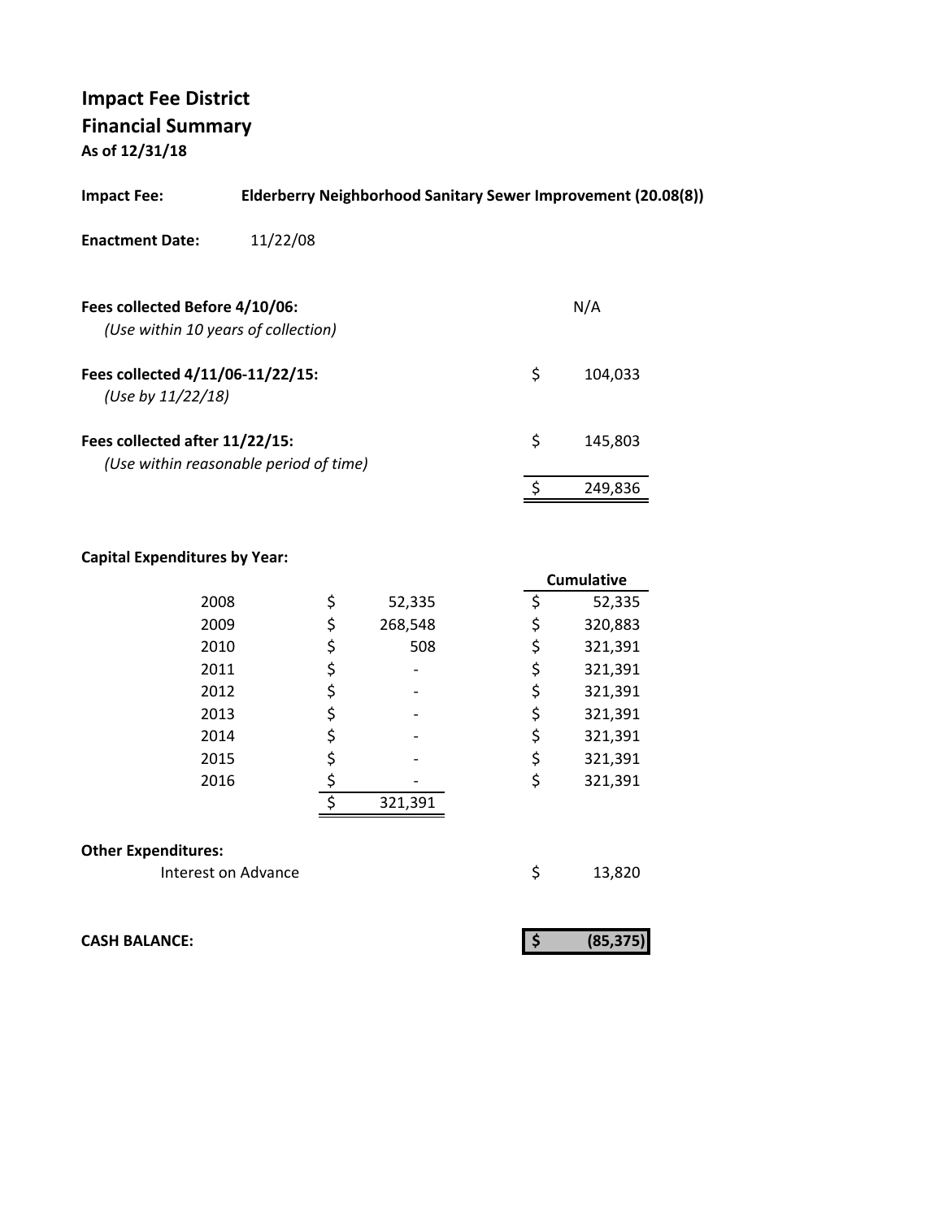# Impact Fee District
## Financial Summary
**As of 12/31/18**

**Impact Fee:** **Elderberry Neighborhood Sanitary Sewer Improvement (20.08(8))**

**Enactment Date:** 11/22/08

| | |
|---|---|
| **Fees collected Before 4/10/06:** *(Use within 10 years of collection)* | N/A |
| **Fees collected 4/11/06-11/22/15:** *(Use by 11/22/18)* | $ 104,033 |
| **Fees collected after 11/22/15:** *(Use within reasonable period of time)* | $ 145,803 |
| | $ 249,836 |

**Capital Expenditures by Year:**

| Year | Amount | Cumulative |
|---|---|---|
| 2008 | $ 52,335 | $ 52,335 |
| 2009 | $ 268,548 | $ 320,883 |
| 2010 | $ 508 | $ 321,391 |
| 2011 | $ - | $ 321,391 |
| 2012 | $ - | $ 321,391 |
| 2013 | $ - | $ 321,391 |
| 2014 | $ - | $ 321,391 |
| 2015 | $ - | $ 321,391 |
| 2016 | $ - | $ 321,391 |
| | $ 321,391 | |

**Other Expenditures:**

| | |
|---|---|
| Interest on Advance | $ 13,820 |

| | |
|---|---|
| **CASH BALANCE:** | **$ (85,375)** |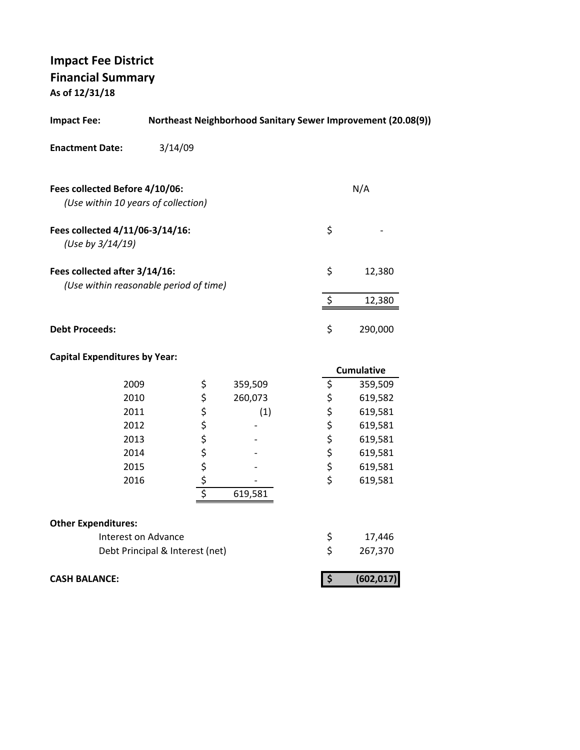# Impact Fee District
## Financial Summary
**As of 12/31/18**

**Impact Fee:** **Northeast Neighborhood Sanitary Sewer Improvement (20.08(9))**

**Enactment Date:** 3/14/09

| | | |
|---|---|---|
| **Fees collected Before 4/10/06:** *(Use within 10 years of collection)* | | N/A |
| **Fees collected 4/11/06-3/14/16:** *(Use by 3/14/19)* | $ | - |
| **Fees collected after 3/14/16:** *(Use within reasonable period of time)* | $ | 12,380 |
| | $ | 12,380 |
| **Debt Proceeds:** | $ | 290,000 |

**Capital Expenditures by Year:**

| Year | | Amount | | Cumulative |
|---|---|---|---|---|
| 2009 | $ | 359,509 | $ | 359,509 |
| 2010 | $ | 260,073 | $ | 619,582 |
| 2011 | $ | (1) | $ | 619,581 |
| 2012 | $ | - | $ | 619,581 |
| 2013 | $ | - | $ | 619,581 |
| 2014 | $ | - | $ | 619,581 |
| 2015 | $ | - | $ | 619,581 |
| 2016 | $ | - | $ | 619,581 |
| | $ | 619,581 | | |

**Other Expenditures:**

| | | |
|---|---|---|
| Interest on Advance | $ | 17,446 |
| Debt Principal & Interest (net) | $ | 267,370 |

| | | |
|---|---|---|
| **CASH BALANCE:** | **$** | **(602,017)** |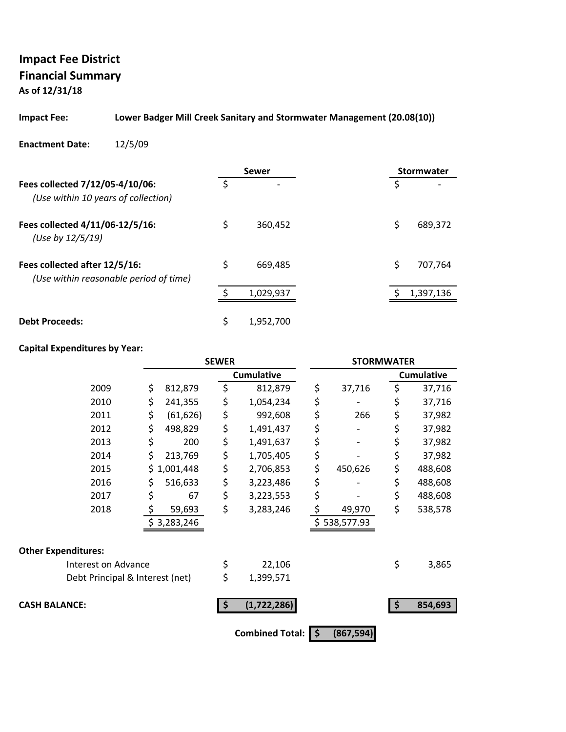**Impact Fee District**
**Financial Summary**
**As of 12/31/18**

**Impact Fee:** **Lower Badger Mill Creek Sanitary and Stormwater Management (20.08(10))**

**Enactment Date:** 12/5/09

| | Sewer | Stormwater |
|---|---|---|
| **Fees collected 7/12/05-4/10/06:** *(Use within 10 years of collection)* | $ - | $ - |
| **Fees collected 4/11/06-12/5/16:** *(Use by 12/5/19)* | $ 360,452 | $ 689,372 |
| **Fees collected after 12/5/16:** *(Use within reasonable period of time)* | $ 669,485 | $ 707,764 |
| | $ 1,029,937 | $ 1,397,136 |
| **Debt Proceeds:** | $ 1,952,700 | |

**Capital Expenditures by Year:**

| | SEWER | | STORMWATER | |
|---|---|---|---|---|
| | | Cumulative | | Cumulative |
| 2009 | $ 812,879 | $ 812,879 | $ 37,716 | $ 37,716 |
| 2010 | $ 241,355 | $ 1,054,234 | $ - | $ 37,716 |
| 2011 | $ (61,626) | $ 992,608 | $ 266 | $ 37,982 |
| 2012 | $ 498,829 | $ 1,491,437 | $ - | $ 37,982 |
| 2013 | $ 200 | $ 1,491,637 | $ - | $ 37,982 |
| 2014 | $ 213,769 | $ 1,705,405 | $ - | $ 37,982 |
| 2015 | $ 1,001,448 | $ 2,706,853 | $ 450,626 | $ 488,608 |
| 2016 | $ 516,633 | $ 3,223,486 | $ - | $ 488,608 |
| 2017 | $ 67 | $ 3,223,553 | $ - | $ 488,608 |
| 2018 | $ 59,693 | $ 3,283,246 | $ 49,970 | $ 538,578 |
| | $ 3,283,246 | | $ 538,577.93 | |

**Other Expenditures:**

| | Sewer | Stormwater |
|---|---|---|
| Interest on Advance | $ 22,106 | $ 3,865 |
| Debt Principal & Interest (net) | $ 1,399,571 | |
| **CASH BALANCE:** | **$ (1,722,286)** | **$ 854,693** |

**Combined Total:** **$ (867,594)**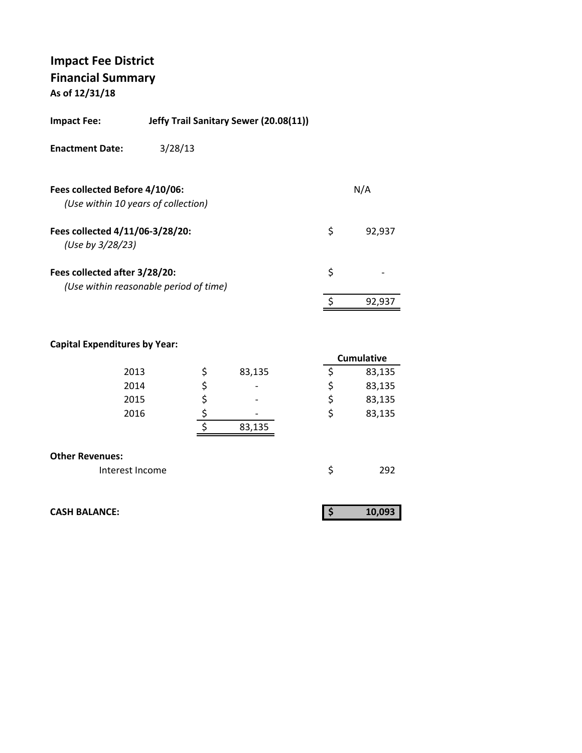# Impact Fee District
## Financial Summary
**As of 12/31/18**

**Impact Fee:** **Jeffy Trail Sanitary Sewer (20.08(11))**

**Enactment Date:** 3/28/13

| | | |
|---|---|---|
| **Fees collected Before 4/10/06:** *(Use within 10 years of collection)* | | N/A |
| **Fees collected 4/11/06-3/28/20:** *(Use by 3/28/23)* | $ | 92,937 |
| **Fees collected after 3/28/20:** *(Use within reasonable period of time)* | $ | - |
| | $ | 92,937 |

**Capital Expenditures by Year:**

| Year | | | | Cumulative |
|---|---|---|---|---|
| 2013 | $ | 83,135 | $ | 83,135 |
| 2014 | $ | - | $ | 83,135 |
| 2015 | $ | - | $ | 83,135 |
| 2016 | $ | - | $ | 83,135 |
| | $ | 83,135 | | |

**Other Revenues:**

| | | |
|---|---|---|
| Interest Income | $ | 292 |

| | | |
|---|---|---|
| **CASH BALANCE:** | **$** | **10,093** |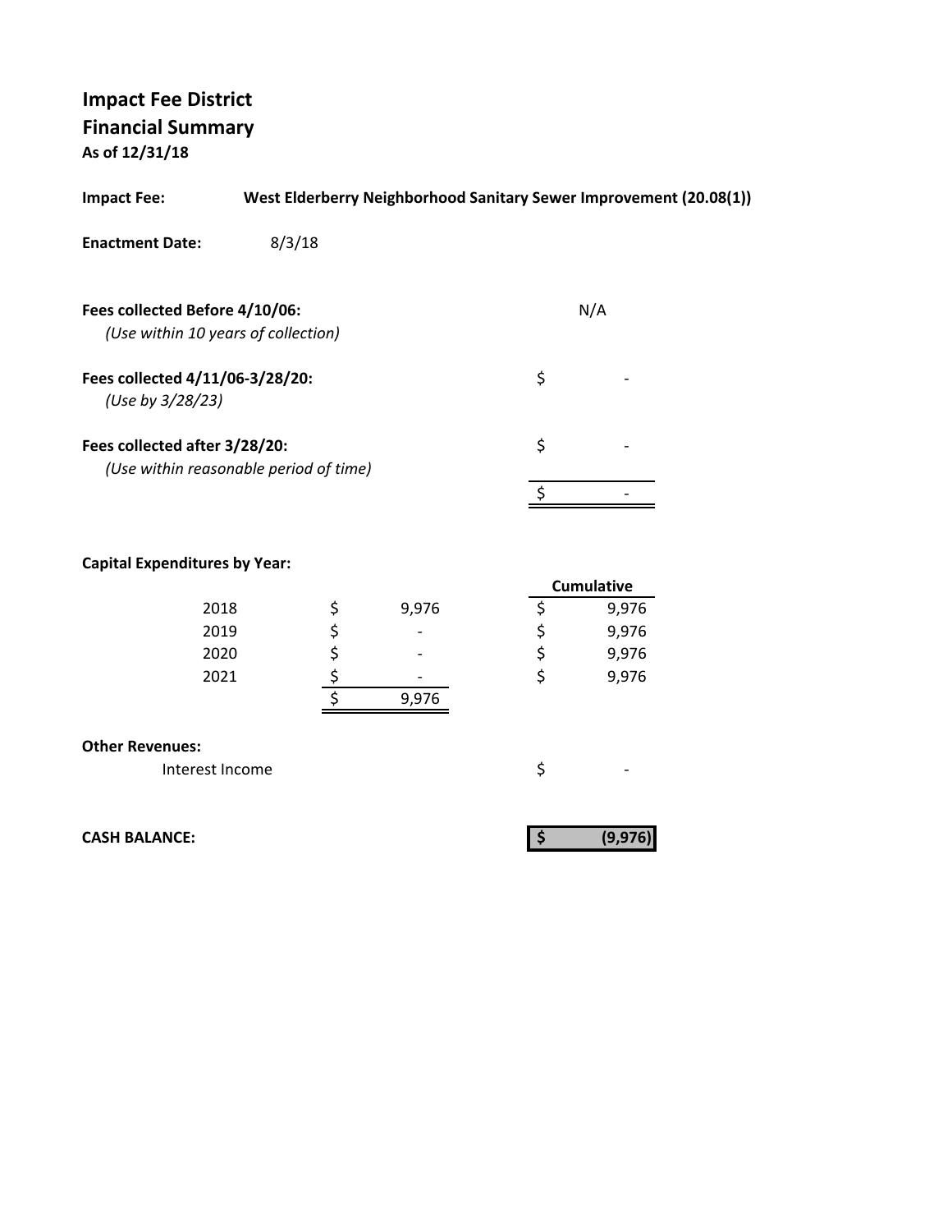# Impact Fee District
## Financial Summary
**As of 12/31/18**

**Impact Fee:** **West Elderberry Neighborhood Sanitary Sewer Improvement (20.08(1))**

**Enactment Date:** 8/3/18

| | |
|---|---|
| **Fees collected Before 4/10/06:** *(Use within 10 years of collection)* | N/A |
| **Fees collected 4/11/06-3/28/20:** *(Use by 3/28/23)* | $ - |
| **Fees collected after 3/28/20:** *(Use within reasonable period of time)* | $ - |
| | $ - |

**Capital Expenditures by Year:**

| Year | Amount | Cumulative |
|---|---|---|
| 2018 | $ 9,976 | $ 9,976 |
| 2019 | $ - | $ 9,976 |
| 2020 | $ - | $ 9,976 |
| 2021 | $ - | $ 9,976 |
| | $ 9,976 | |

**Other Revenues:**

| | |
|---|---|
| Interest Income | $ - |

| | |
|---|---|
| **CASH BALANCE:** | **$ (9,976)** |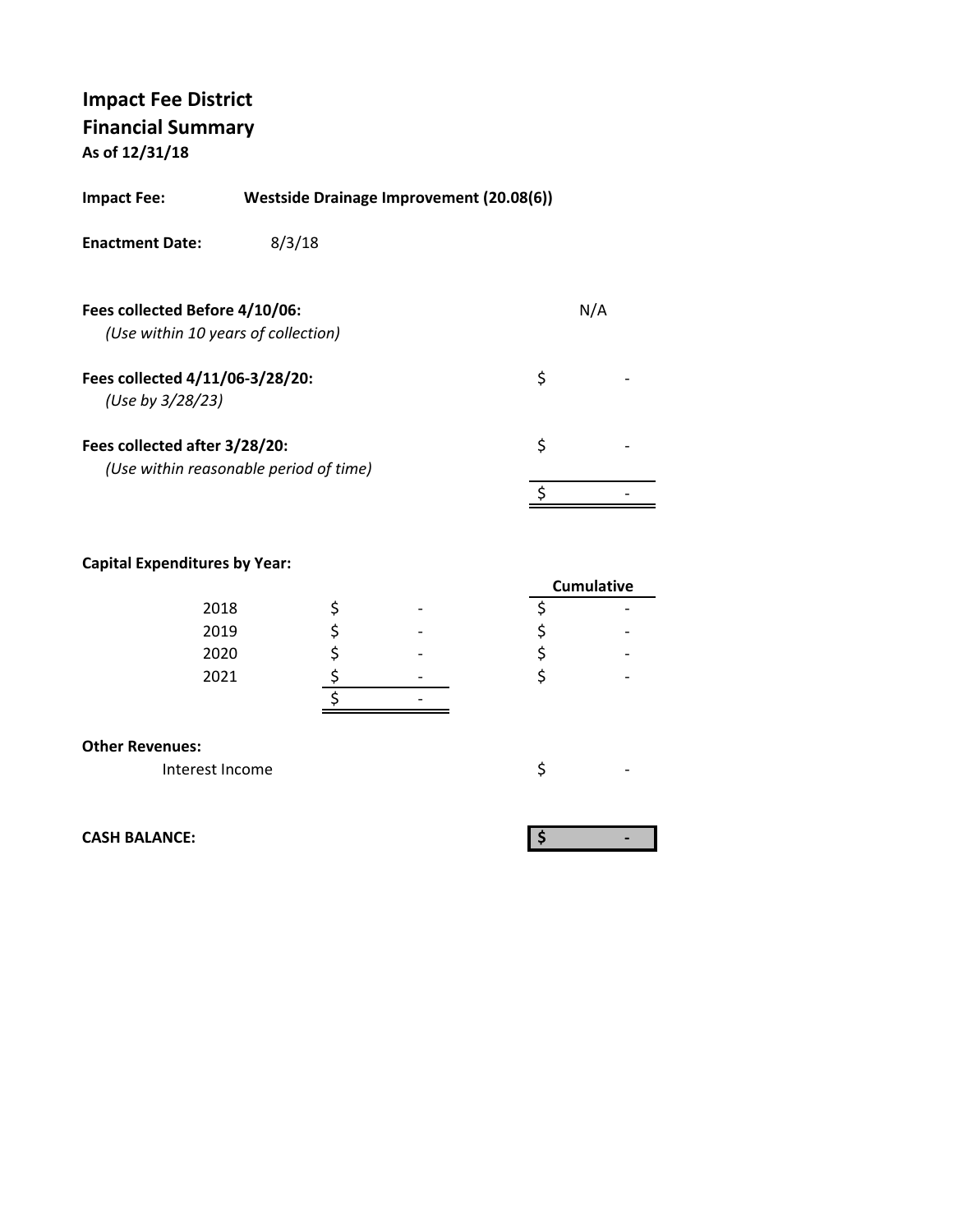# Impact Fee District

## Financial Summary

**As of 12/31/18**

**Impact Fee:** **Westside Drainage Improvement (20.08(6))**

**Enactment Date:** 8/3/18

| | |
|---|---|
| **Fees collected Before 4/10/06:** *(Use within 10 years of collection)* | N/A |
| **Fees collected 4/11/06-3/28/20:** *(Use by 3/28/23)* | $ - |
| **Fees collected after 3/28/20:** *(Use within reasonable period of time)* | $ - |
| | $ - |

**Capital Expenditures by Year:**

| | | Cumulative |
|---|---|---|
| 2018 | $ - | $ - |
| 2019 | $ - | $ - |
| 2020 | $ - | $ - |
| 2021 | $ - | $ - |
| | $ - | |

**Other Revenues:**

| | |
|---|---|
| Interest Income | $ - |

**CASH BALANCE:** **$ -**